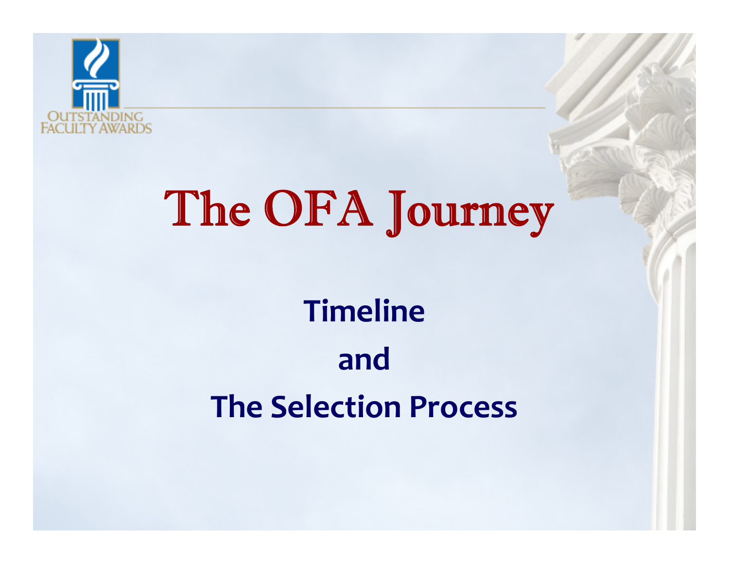OUTSTANDING FACULTY AWARDS

# The OFA Journey

## Timeline

## and

## The Selection Process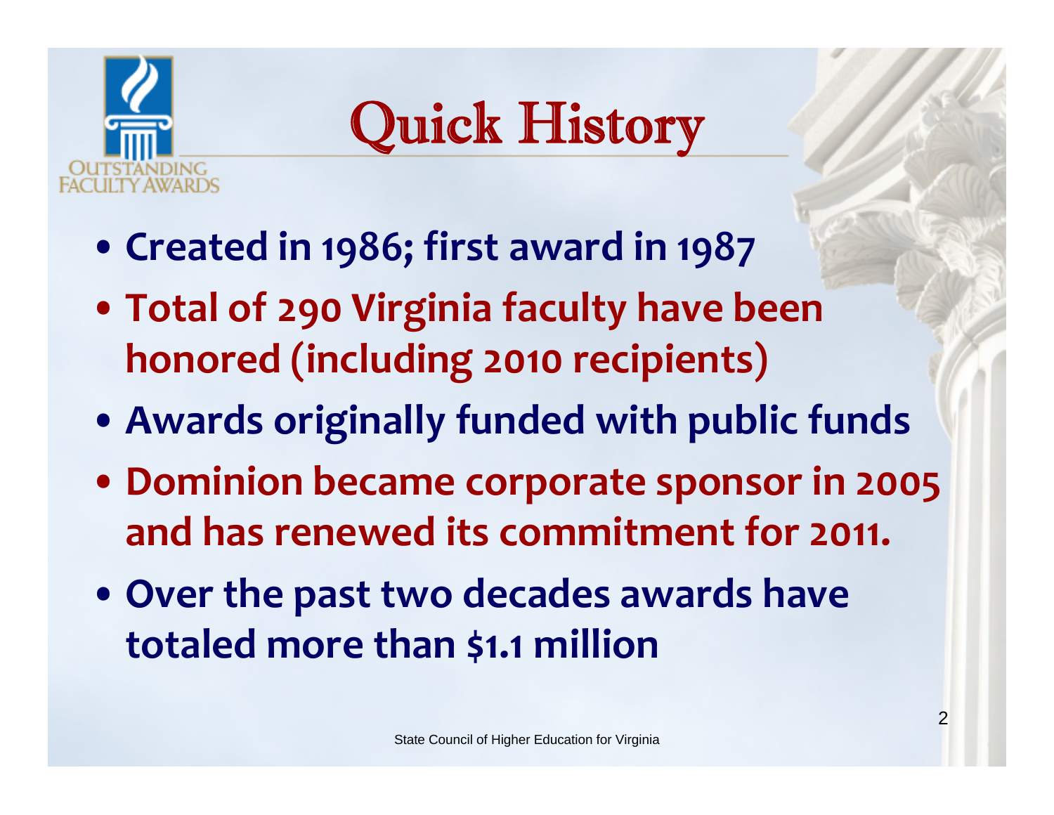# Quick History

- Created in 1986; first award in 1987
- Total of 290 Virginia faculty have been honored (including 2010 recipients)
- Awards originally funded with public funds
- Dominion became corporate sponsor in 2005 and has renewed its commitment for 2011.
- Over the past two decades awards have totaled more than $1.1 million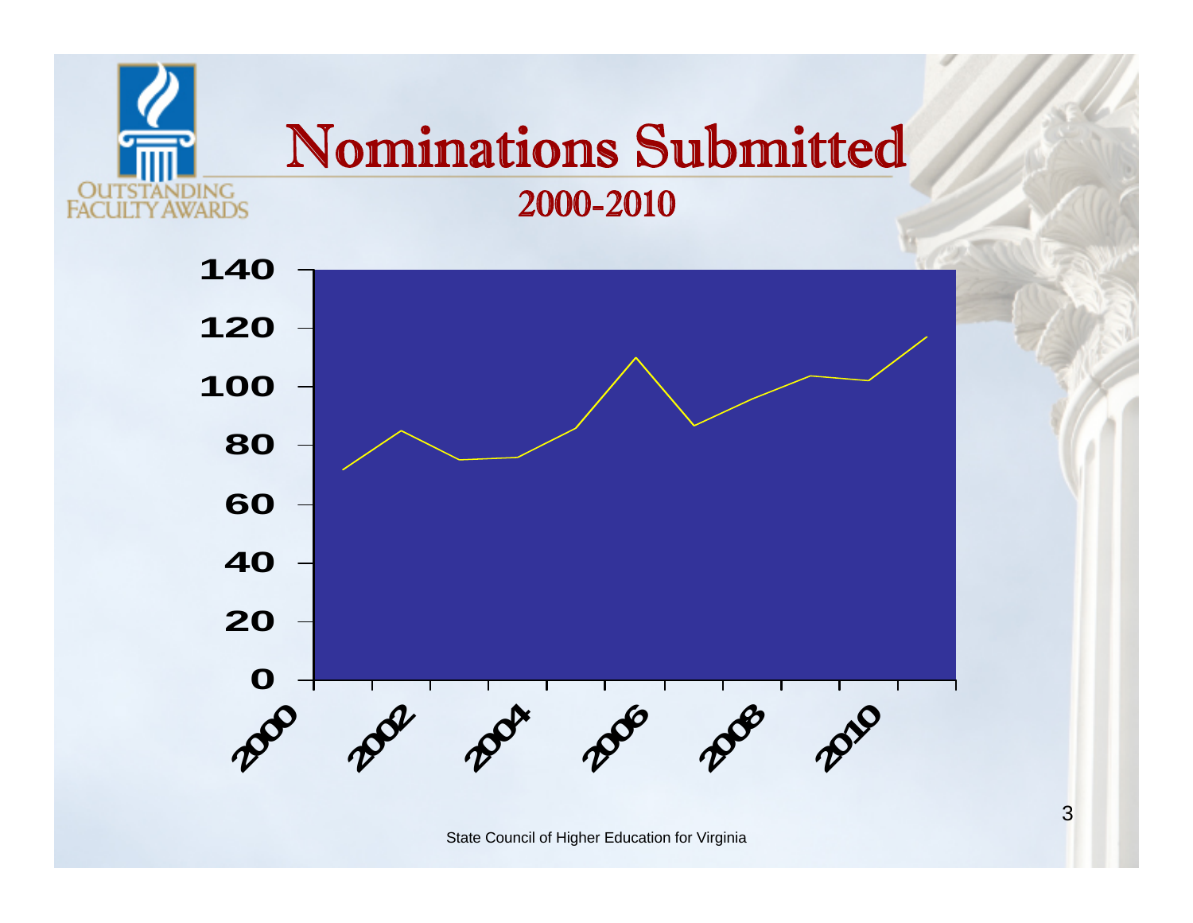# Nominations Submitted

## 2000-2010

OUTSTANDING FACULTY AWARDS

140
120
100
80
60
40
20
0

2000 2002 2004 2006 2008 2010

State Council of Higher Education for Virginia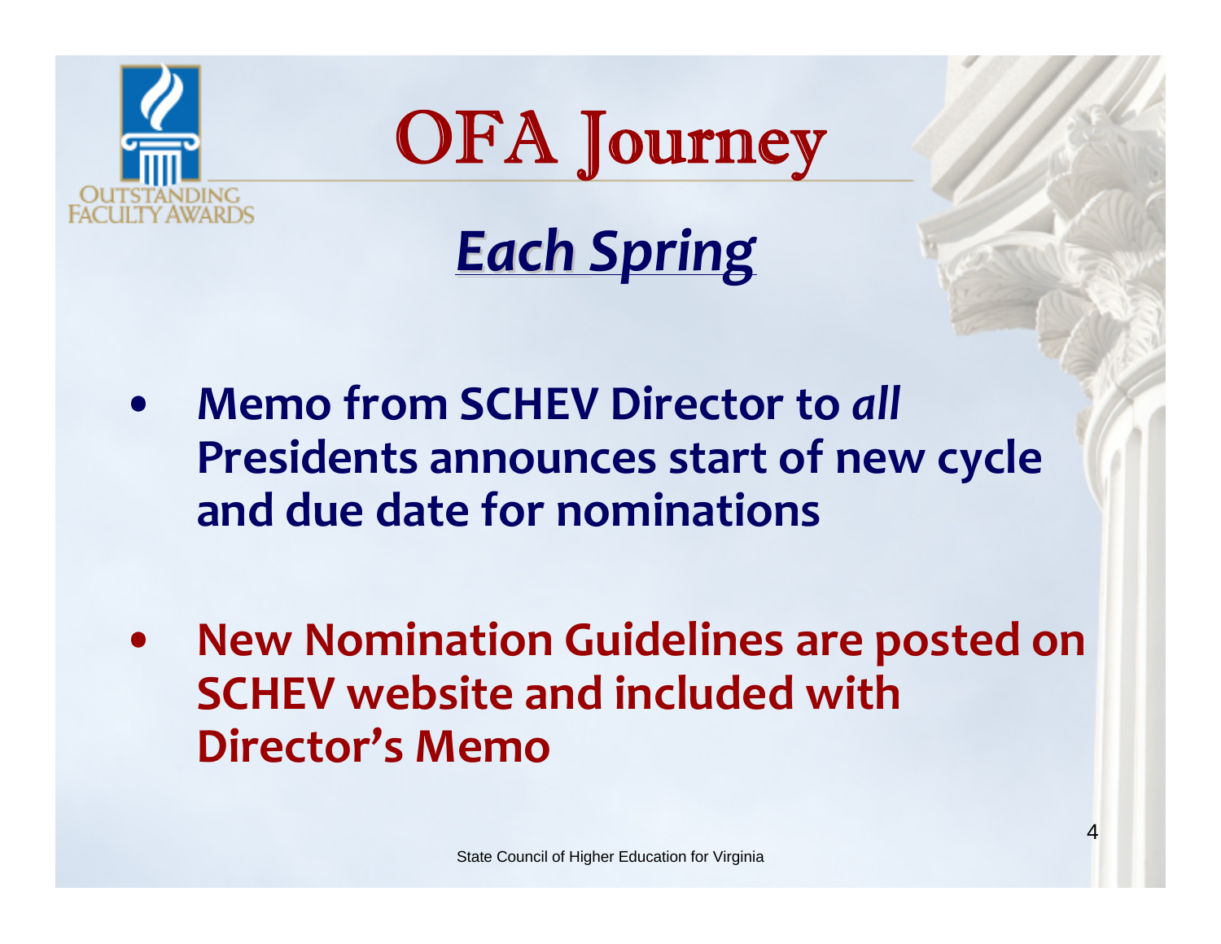# OFA Journey

## *Each Spring*

- **Memo from SCHEV Director to *all* Presidents announces start of new cycle and due date for nominations**

- **New Nomination Guidelines are posted on SCHEV website and included with Director's Memo**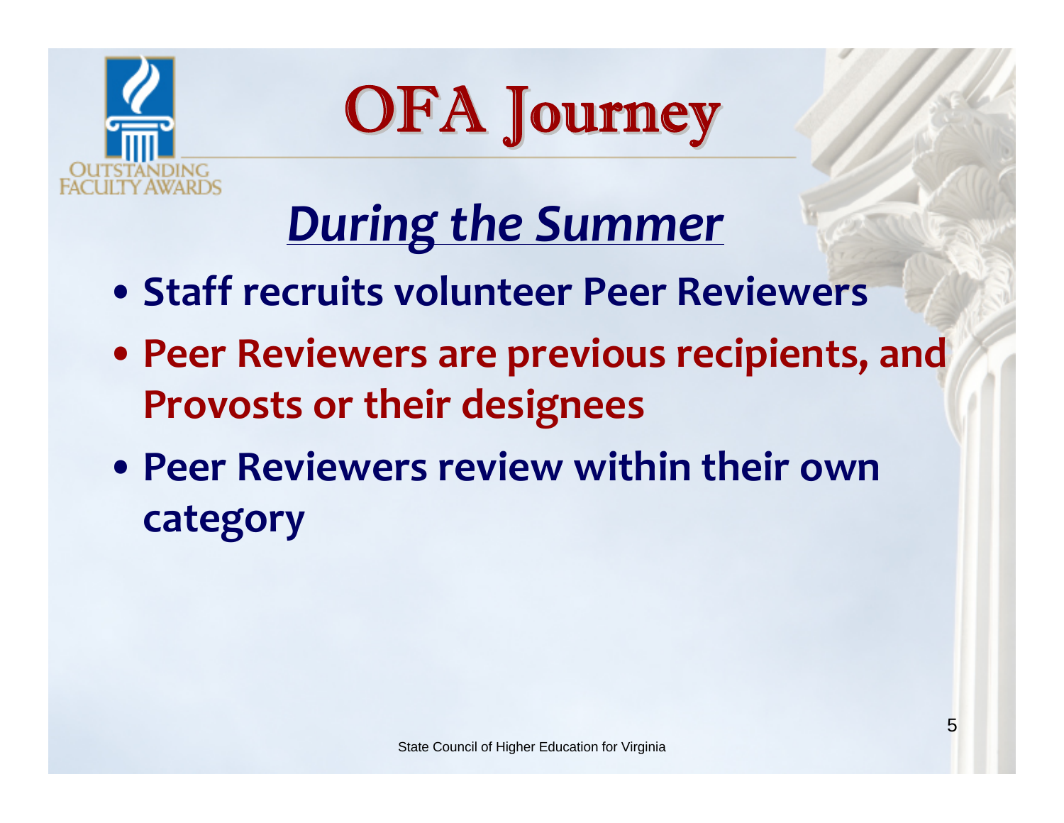# OFA Journey

## *During the Summer*

- **Staff recruits volunteer Peer Reviewers**
- **Peer Reviewers are previous recipients, and Provosts or their designees**
- **Peer Reviewers review within their own category**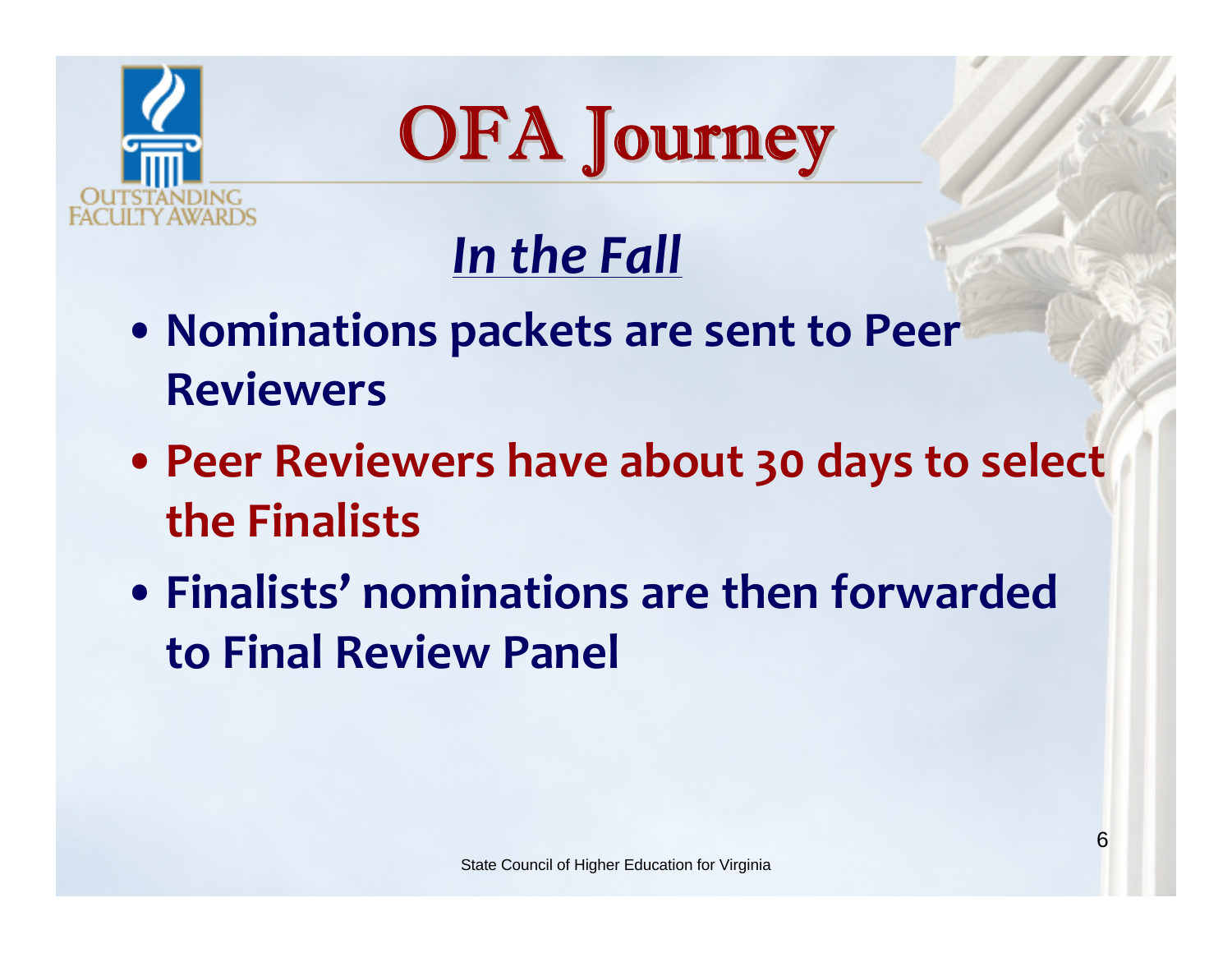# OFA Journey

## *In the Fall*

- **Nominations packets are sent to Peer Reviewers**
- **Peer Reviewers have about 30 days to select the Finalists**
- **Finalists' nominations are then forwarded to Final Review Panel**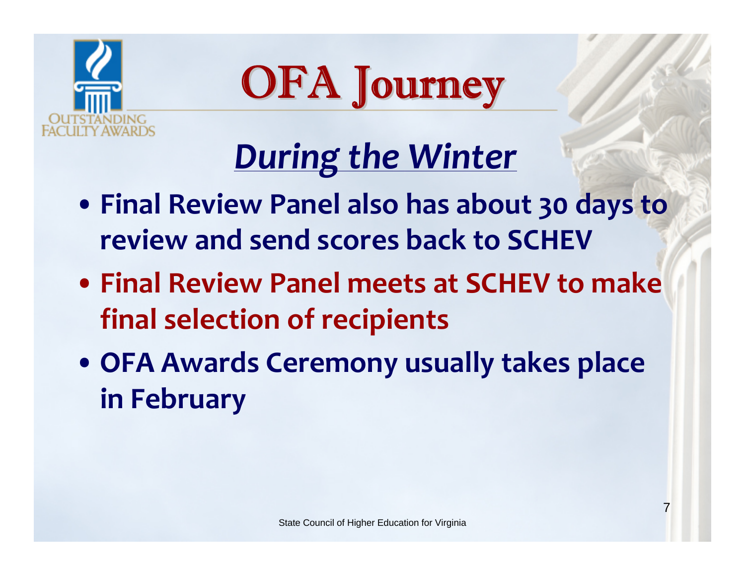# OFA Journey

## *During the Winter*

- **Final Review Panel also has about 30 days to review and send scores back to SCHEV**
- **Final Review Panel meets at SCHEV to make final selection of recipients**
- **OFA Awards Ceremony usually takes place in February**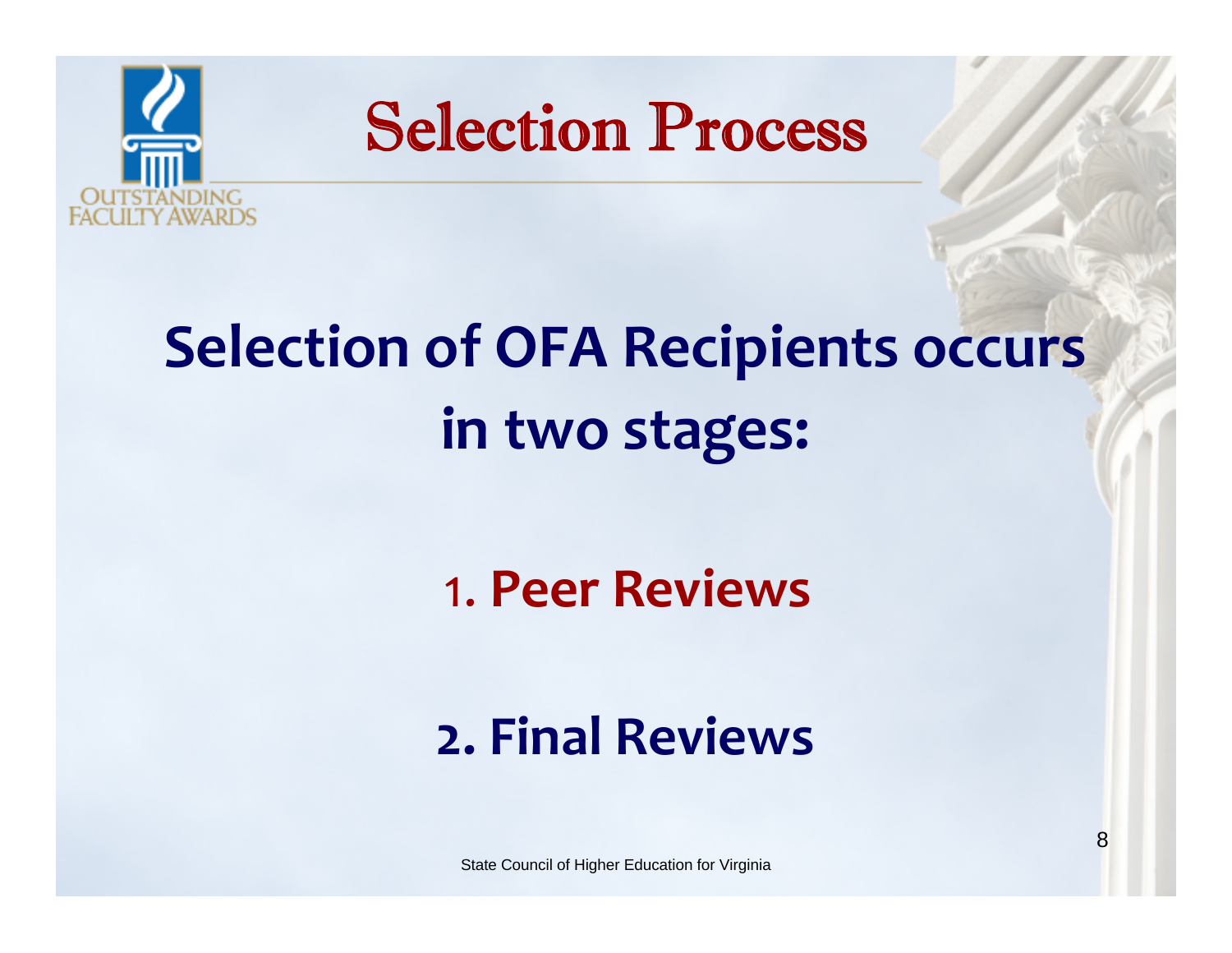# Selection Process

## Selection of OFA Recipients occurs in two stages:

1. **Peer Reviews**

2. **Final Reviews**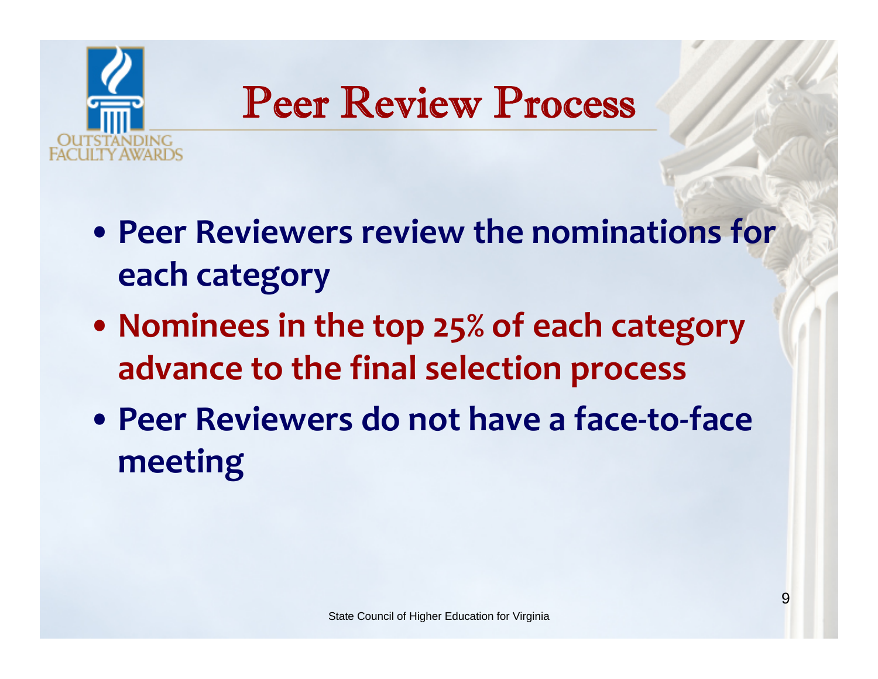# Peer Review Process

- **Peer Reviewers review the nominations for each category**
- **Nominees in the top 25% of each category advance to the final selection process**
- **Peer Reviewers do not have a face-to-face meeting**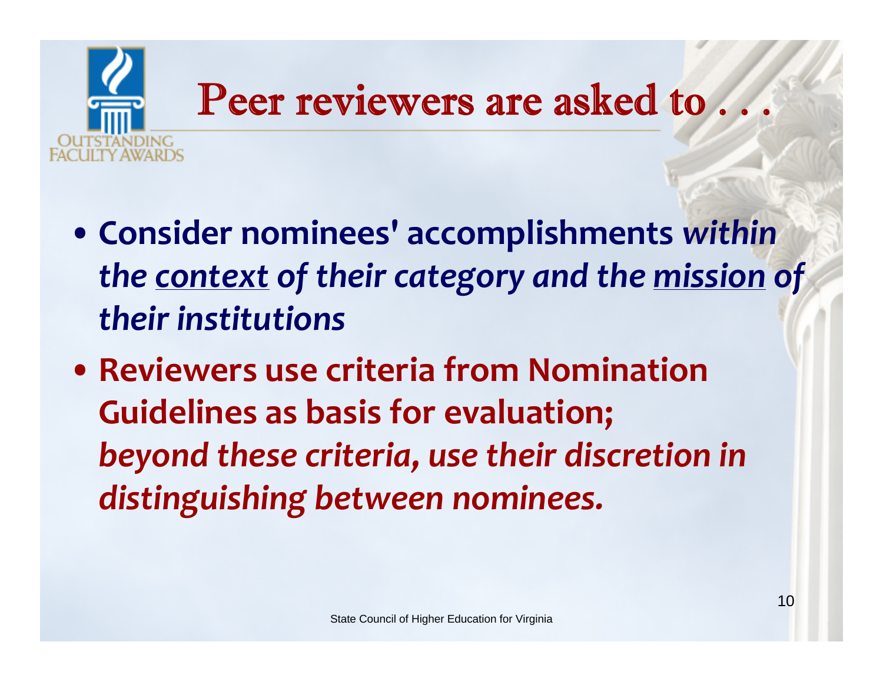# Peer reviewers are asked to . . .

- **Consider nominees' accomplishments *within the <u>context</u> of their category and the <u>mission</u> of their institutions***
- **Reviewers use criteria from Nomination Guidelines as basis for evaluation; *beyond these criteria, use their discretion in distinguishing between nominees.***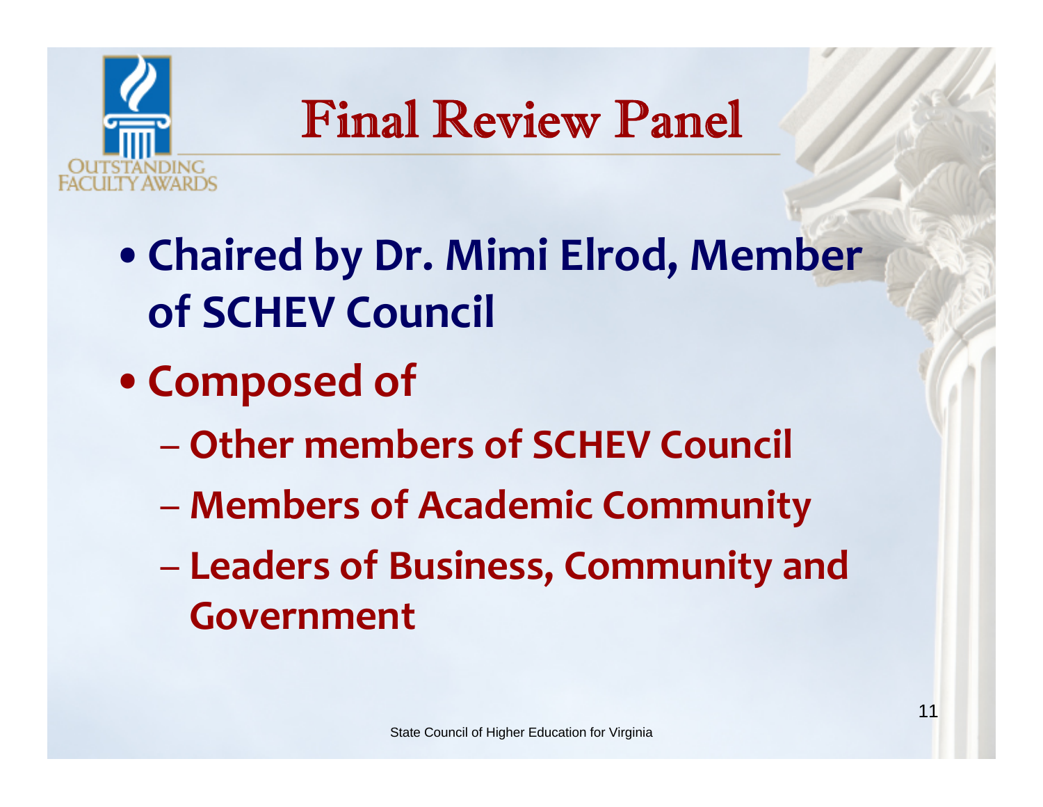# Final Review Panel

- **Chaired by Dr. Mimi Elrod, Member of SCHEV Council**
- **Composed of**
  - **Other members of SCHEV Council**
  - **Members of Academic Community**
  - **Leaders of Business, Community and Government**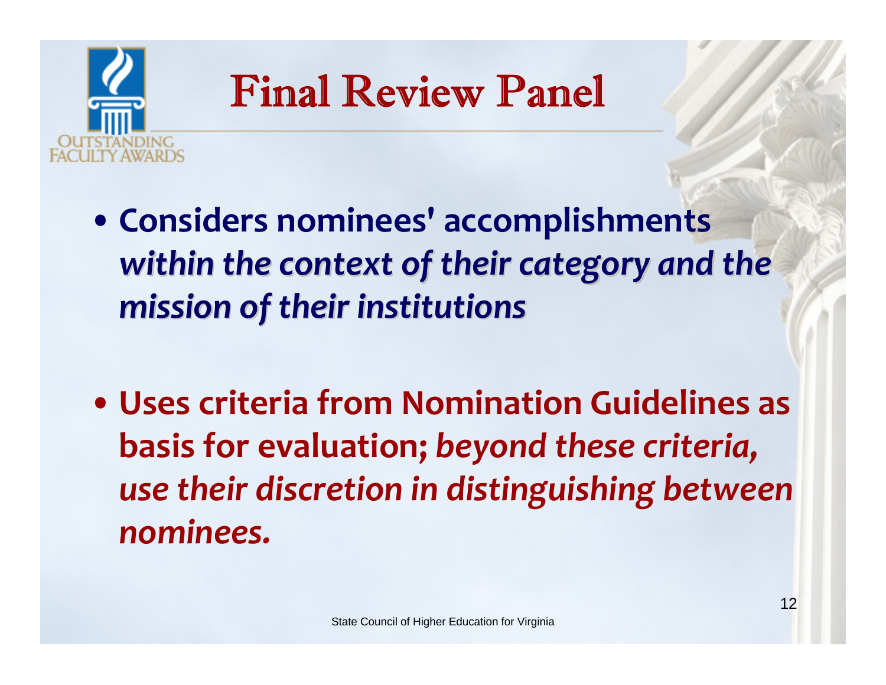# Final Review Panel

- **Considers nominees' accomplishments *within the context of their category and the mission of their institutions***

- **Uses criteria from Nomination Guidelines as basis for evaluation; *beyond these criteria, use their discretion in distinguishing between nominees.***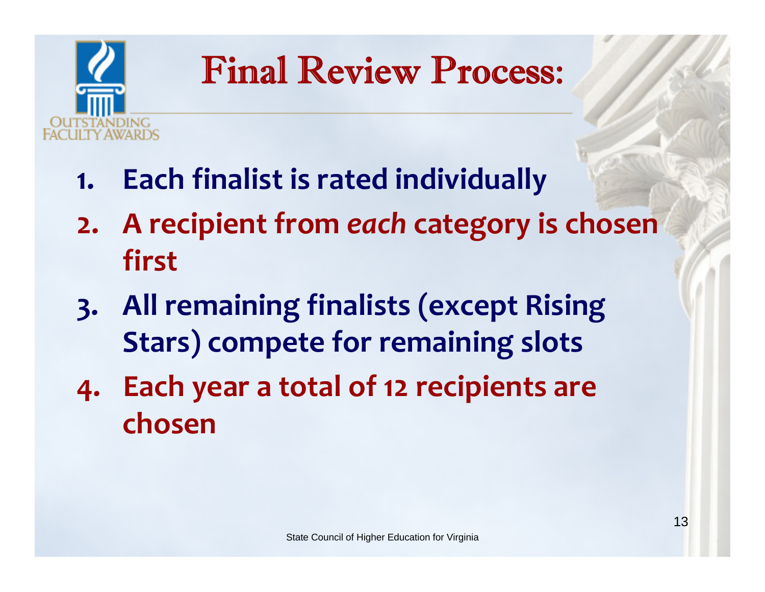# Final Review Process:

1. **Each finalist is rated individually**
2. **A recipient from *each* category is chosen first**
3. **All remaining finalists (except Rising Stars) compete for remaining slots**
4. **Each year a total of 12 recipients are chosen**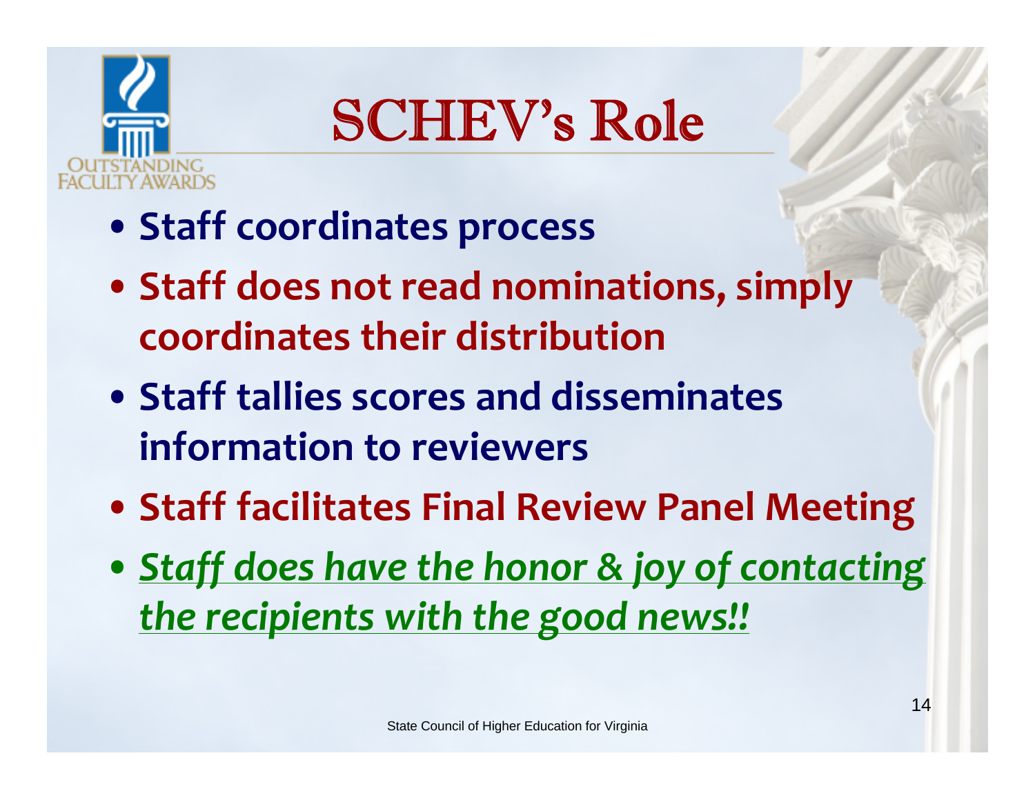# SCHEV's Role

- **Staff coordinates process**
- **Staff does not read nominations, simply coordinates their distribution**
- **Staff tallies scores and disseminates information to reviewers**
- **Staff facilitates Final Review Panel Meeting**
- ***Staff does have the honor & joy of contacting the recipients with the good news!!***